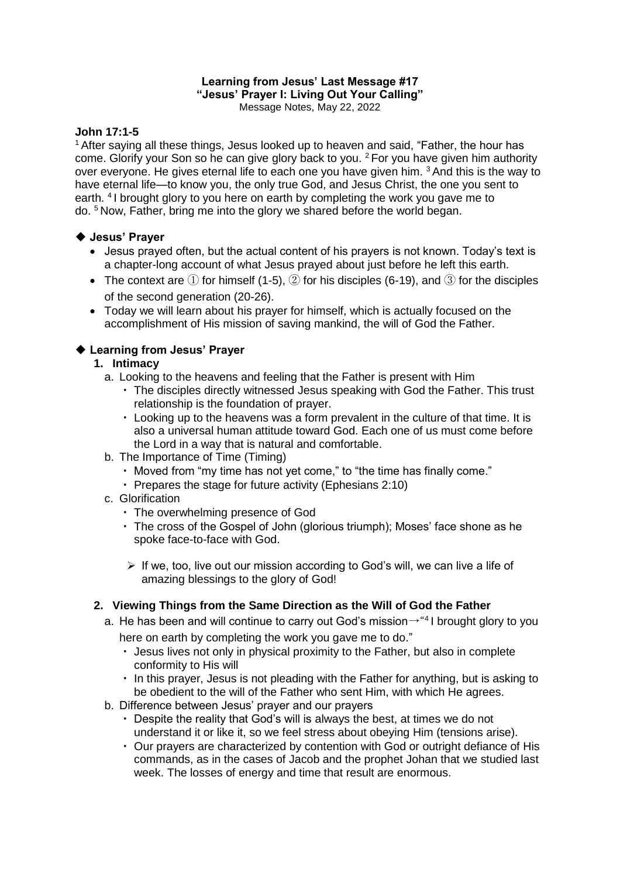**Learning from Jesus' Last Message #17**
**"Jesus' Prayer I: Living Out Your Calling"**
Message Notes, May 22, 2022

**John 17:1-5**

[1] After saying all these things, Jesus looked up to heaven and said, "Father, the hour has come. Glorify your Son so he can give glory back to you. [2] For you have given him authority over everyone. He gives eternal life to each one you have given him. [3] And this is the way to have eternal life—to know you, the only true God, and Jesus Christ, the one you sent to earth. [4] I brought glory to you here on earth by completing the work you gave me to do. [5] Now, Father, bring me into the glory we shared before the world began.

## ◆ Jesus' Prayer

- Jesus prayed often, but the actual content of his prayers is not known. Today's text is a chapter-long account of what Jesus prayed about just before he left this earth.
- The context are ① for himself (1-5), ② for his disciples (6-19), and ③ for the disciples of the second generation (20-26).
- Today we will learn about his prayer for himself, which is actually focused on the accomplishment of His mission of saving mankind, the will of God the Father.

## ◆ Learning from Jesus' Prayer

### 1. Intimacy

a. Looking to the heavens and feeling that the Father is present with Him
- ・ The disciples directly witnessed Jesus speaking with God the Father. This trust relationship is the foundation of prayer.
- ・ Looking up to the heavens was a form prevalent in the culture of that time. It is also a universal human attitude toward God. Each one of us must come before the Lord in a way that is natural and comfortable.

b. The Importance of Time (Timing)
- ・ Moved from "my time has not yet come," to "the time has finally come."
- ・ Prepares the stage for future activity (Ephesians 2:10)

c. Glorification
- ・ The overwhelming presence of God
- ・ The cross of the Gospel of John (glorious triumph); Moses' face shone as he spoke face-to-face with God.

  - ➢ If we, too, live out our mission according to God's will, we can live a life of amazing blessings to the glory of God!

### 2. Viewing Things from the Same Direction as the Will of God the Father

a. He has been and will continue to carry out God's mission→"[4] I brought glory to you here on earth by completing the work you gave me to do."
- ・ Jesus lives not only in physical proximity to the Father, but also in complete conformity to His will
- ・ In this prayer, Jesus is not pleading with the Father for anything, but is asking to be obedient to the will of the Father who sent Him, with which He agrees.

b. Difference between Jesus' prayer and our prayers
- ・ Despite the reality that God's will is always the best, at times we do not understand it or like it, so we feel stress about obeying Him (tensions arise).
- ・ Our prayers are characterized by contention with God or outright defiance of His commands, as in the cases of Jacob and the prophet Johan that we studied last week. The losses of energy and time that result are enormous.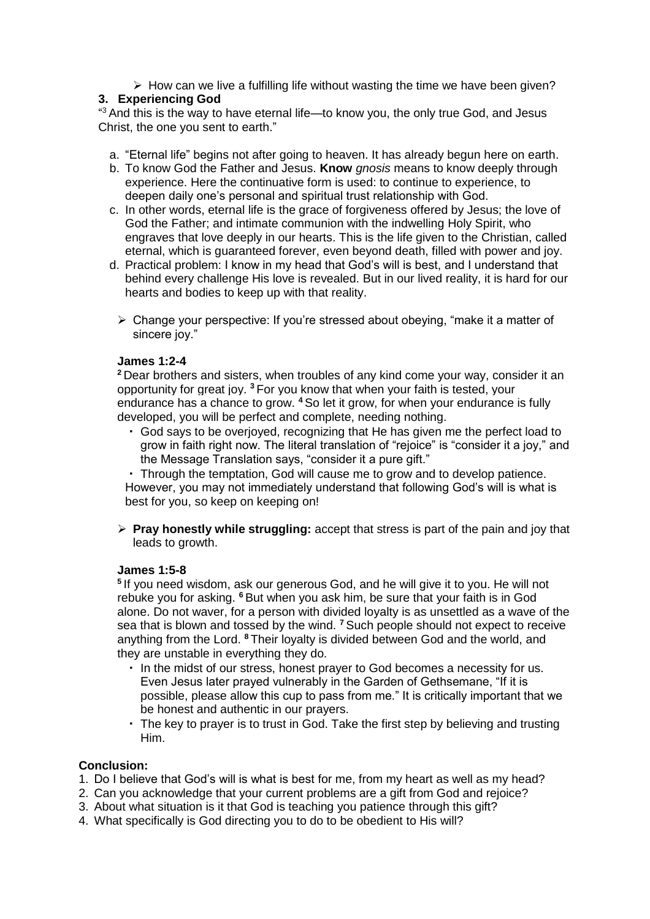- How can we live a fulfilling life without wasting the time we have been given?

### 3. Experiencing God

"[3] And this is the way to have eternal life—to know you, the only true God, and Jesus Christ, the one you sent to earth."

a. "Eternal life" begins not after going to heaven. It has already begun here on earth.
b. To know God the Father and Jesus. **Know** *gnosis* means to know deeply through experience. Here the continuative form is used: to continue to experience, to deepen daily one's personal and spiritual trust relationship with God.
c. In other words, eternal life is the grace of forgiveness offered by Jesus; the love of God the Father; and intimate communion with the indwelling Holy Spirit, who engraves that love deeply in our hearts. This is the life given to the Christian, called eternal, which is guaranteed forever, even beyond death, filled with power and joy.
d. Practical problem: I know in my head that God's will is best, and I understand that behind every challenge His love is revealed. But in our lived reality, it is hard for our hearts and bodies to keep up with that reality.

- Change your perspective: If you're stressed about obeying, "make it a matter of sincere joy."

**James 1:2-4**

[2] Dear brothers and sisters, when troubles of any kind come your way, consider it an opportunity for great joy. [3] For you know that when your faith is tested, your endurance has a chance to grow. [4] So let it grow, for when your endurance is fully developed, you will be perfect and complete, needing nothing.

- God says to be overjoyed, recognizing that He has given me the perfect load to grow in faith right now. The literal translation of "rejoice" is "consider it a joy," and the Message Translation says, "consider it a pure gift."
- Through the temptation, God will cause me to grow and to develop patience. However, you may not immediately understand that following God's will is what is best for you, so keep on keeping on!

- **Pray honestly while struggling:** accept that stress is part of the pain and joy that leads to growth.

**James 1:5-8**

[5] If you need wisdom, ask our generous God, and he will give it to you. He will not rebuke you for asking. [6] But when you ask him, be sure that your faith is in God alone. Do not waver, for a person with divided loyalty is as unsettled as a wave of the sea that is blown and tossed by the wind. [7] Such people should not expect to receive anything from the Lord. [8] Their loyalty is divided between God and the world, and they are unstable in everything they do.

- In the midst of our stress, honest prayer to God becomes a necessity for us. Even Jesus later prayed vulnerably in the Garden of Gethsemane, "If it is possible, please allow this cup to pass from me." It is critically important that we be honest and authentic in our prayers.
- The key to prayer is to trust in God. Take the first step by believing and trusting Him.

**Conclusion:**

1. Do I believe that God's will is what is best for me, from my heart as well as my head?
2. Can you acknowledge that your current problems are a gift from God and rejoice?
3. About what situation is it that God is teaching you patience through this gift?
4. What specifically is God directing you to do to be obedient to His will?